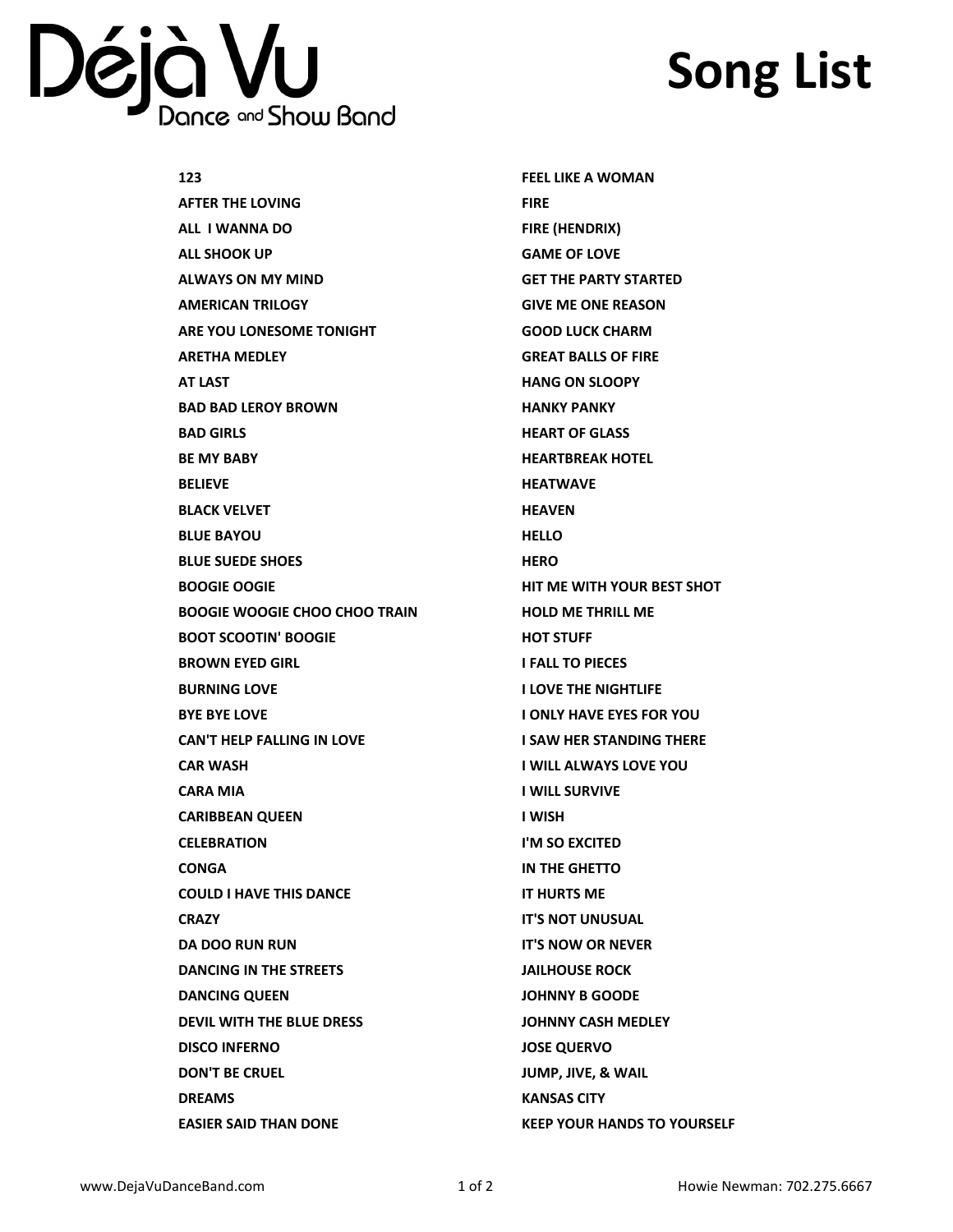# Déjà Vu Dance and Show Band

# Song List

**123**
**AFTER THE LOVING**
**ALL I WANNA DO**
**ALL SHOOK UP**
**ALWAYS ON MY MIND**
**AMERICAN TRILOGY**
**ARE YOU LONESOME TONIGHT**
**ARETHA MEDLEY**
**AT LAST**
**BAD BAD LEROY BROWN**
**BAD GIRLS**
**BE MY BABY**
**BELIEVE**
**BLACK VELVET**
**BLUE BAYOU**
**BLUE SUEDE SHOES**
**BOOGIE OOGIE**
**BOOGIE WOOGIE CHOO CHOO TRAIN**
**BOOT SCOOTIN' BOOGIE**
**BROWN EYED GIRL**
**BURNING LOVE**
**BYE BYE LOVE**
**CAN'T HELP FALLING IN LOVE**
**CAR WASH**
**CARA MIA**
**CARIBBEAN QUEEN**
**CELEBRATION**
**CONGA**
**COULD I HAVE THIS DANCE**
**CRAZY**
**DA DOO RUN RUN**
**DANCING IN THE STREETS**
**DANCING QUEEN**
**DEVIL WITH THE BLUE DRESS**
**DISCO INFERNO**
**DON'T BE CRUEL**
**DREAMS**
**EASIER SAID THAN DONE**
**FEEL LIKE A WOMAN**
**FIRE**
**FIRE (HENDRIX)**
**GAME OF LOVE**
**GET THE PARTY STARTED**
**GIVE ME ONE REASON**
**GOOD LUCK CHARM**
**GREAT BALLS OF FIRE**
**HANG ON SLOOPY**
**HANKY PANKY**
**HEART OF GLASS**
**HEARTBREAK HOTEL**
**HEATWAVE**
**HEAVEN**
**HELLO**
**HERO**
**HIT ME WITH YOUR BEST SHOT**
**HOLD ME THRILL ME**
**HOT STUFF**
**I FALL TO PIECES**
**I LOVE THE NIGHTLIFE**
**I ONLY HAVE EYES FOR YOU**
**I SAW HER STANDING THERE**
**I WILL ALWAYS LOVE YOU**
**I WILL SURVIVE**
**I WISH**
**I'M SO EXCITED**
**IN THE GHETTO**
**IT HURTS ME**
**IT'S NOT UNUSUAL**
**IT'S NOW OR NEVER**
**JAILHOUSE ROCK**
**JOHNNY B GOODE**
**JOHNNY CASH MEDLEY**
**JOSE QUERVO**
**JUMP, JIVE, & WAIL**
**KANSAS CITY**
**KEEP YOUR HANDS TO YOURSELF**

www.DejaVuDanceBand.com Howie Newman: 702.275.6667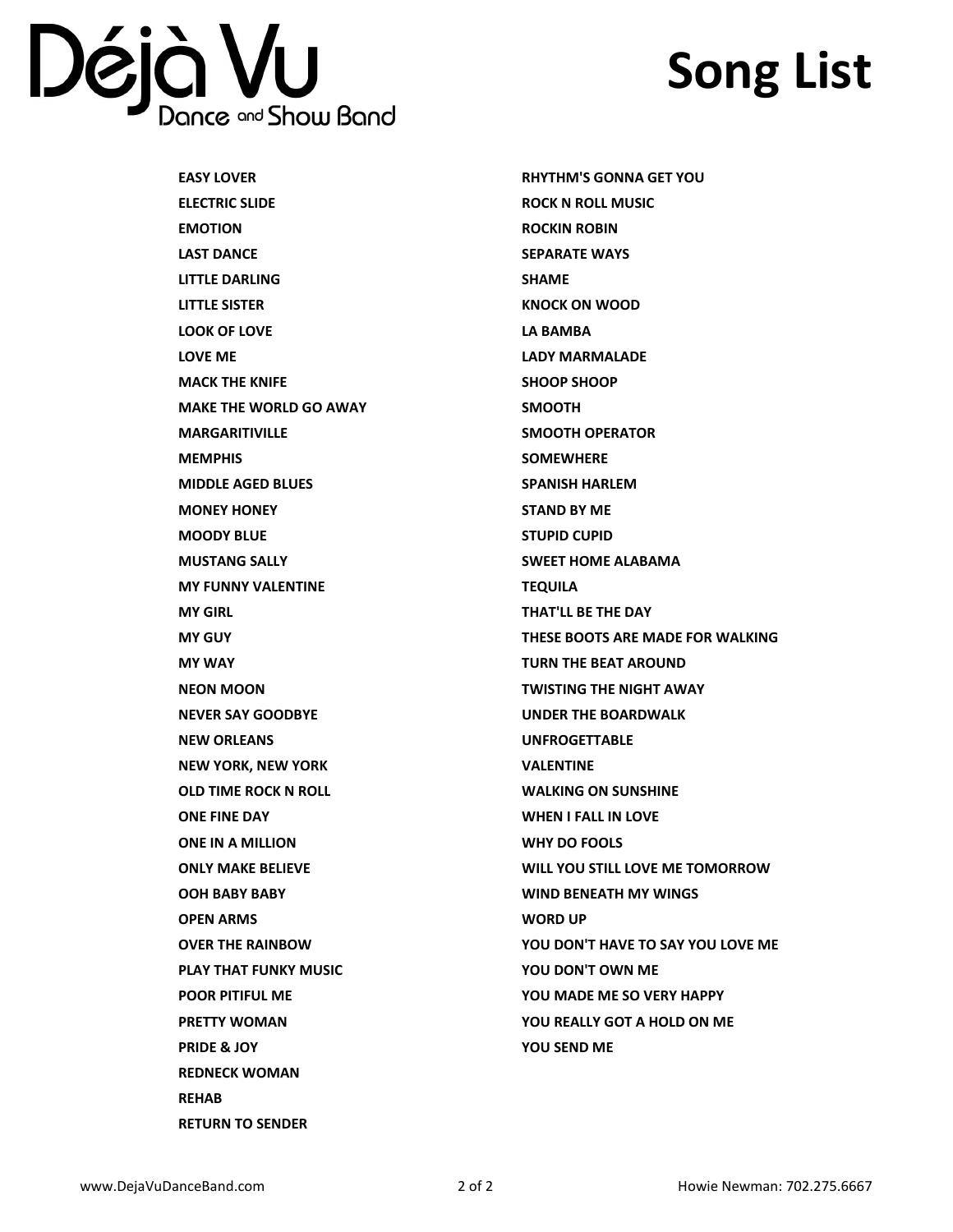# Déjà Vu Dance and Show Band

# Song List

- EASY LOVER
- ELECTRIC SLIDE
- EMOTION
- LAST DANCE
- LITTLE DARLING
- LITTLE SISTER
- LOOK OF LOVE
- LOVE ME
- MACK THE KNIFE
- MAKE THE WORLD GO AWAY
- MARGARITIVILLE
- MEMPHIS
- MIDDLE AGED BLUES
- MONEY HONEY
- MOODY BLUE
- MUSTANG SALLY
- MY FUNNY VALENTINE
- MY GIRL
- MY GUY
- MY WAY
- NEON MOON
- NEVER SAY GOODBYE
- NEW ORLEANS
- NEW YORK, NEW YORK
- OLD TIME ROCK N ROLL
- ONE FINE DAY
- ONE IN A MILLION
- ONLY MAKE BELIEVE
- OOH BABY BABY
- OPEN ARMS
- OVER THE RAINBOW
- PLAY THAT FUNKY MUSIC
- POOR PITIFUL ME
- PRETTY WOMAN
- PRIDE & JOY
- REDNECK WOMAN
- REHAB
- RETURN TO SENDER
- RHYTHM'S GONNA GET YOU
- ROCK N ROLL MUSIC
- ROCKIN ROBIN
- SEPARATE WAYS
- SHAME
- KNOCK ON WOOD
- LA BAMBA
- LADY MARMALADE
- SHOOP SHOOP
- SMOOTH
- SMOOTH OPERATOR
- SOMEWHERE
- SPANISH HARLEM
- STAND BY ME
- STUPID CUPID
- SWEET HOME ALABAMA
- TEQUILA
- THAT'LL BE THE DAY
- THESE BOOTS ARE MADE FOR WALKING
- TURN THE BEAT AROUND
- TWISTING THE NIGHT AWAY
- UNDER THE BOARDWALK
- UNFROGETTABLE
- VALENTINE
- WALKING ON SUNSHINE
- WHEN I FALL IN LOVE
- WHY DO FOOLS
- WILL YOU STILL LOVE ME TOMORROW
- WIND BENEATH MY WINGS
- WORD UP
- YOU DON'T HAVE TO SAY YOU LOVE ME
- YOU DON'T OWN ME
- YOU MADE ME SO VERY HAPPY
- YOU REALLY GOT A HOLD ON ME
- YOU SEND ME

www.DejaVuDanceBand.com

Howie Newman: 702.275.6667